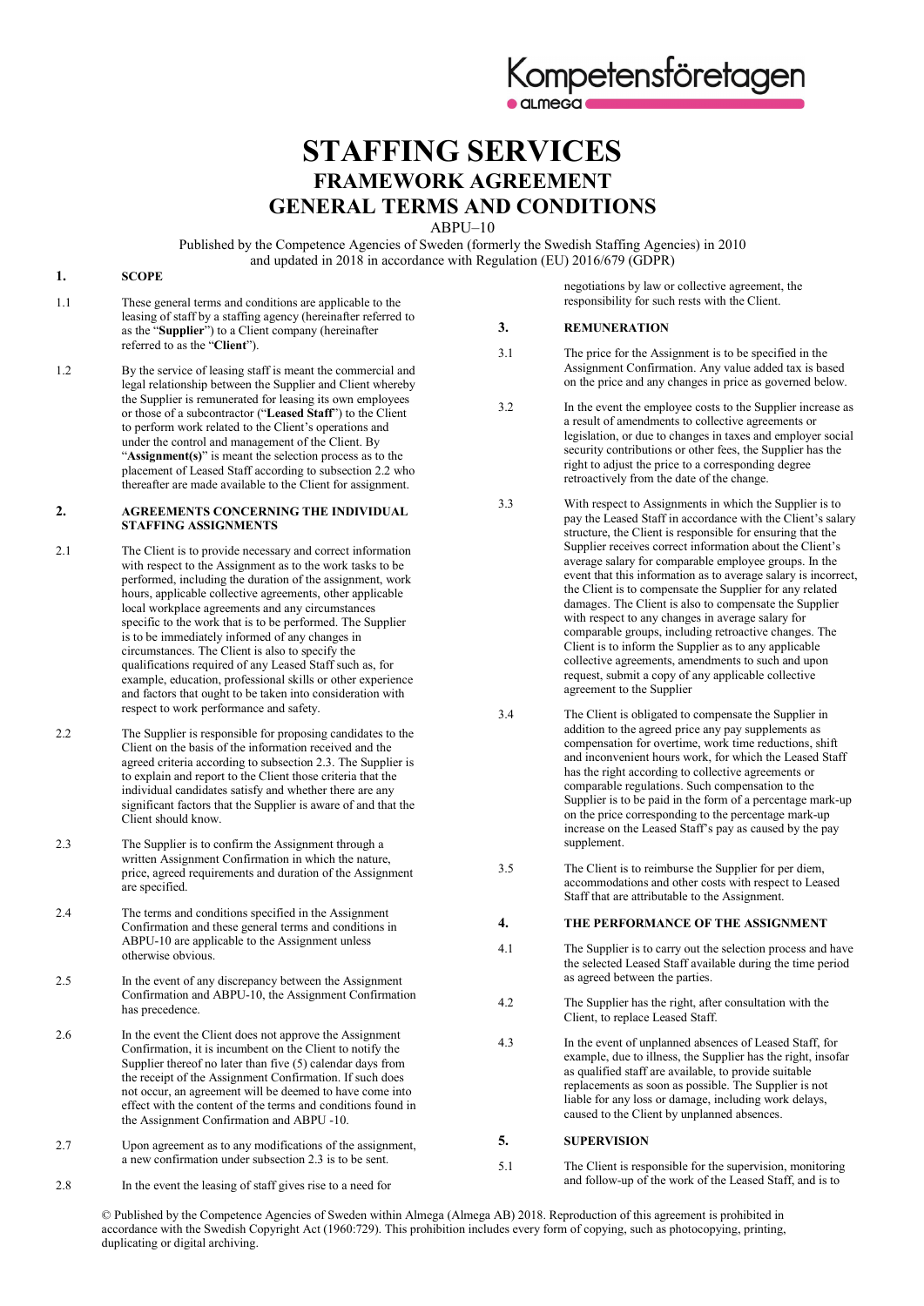Kompetensföretagen
almega

# STAFFING SERVICES

## FRAMEWORK AGREEMENT

## GENERAL TERMS AND CONDITIONS

ABPU–10

Published by the Competence Agencies of Sweden (formerly the Swedish Staffing Agencies) in 2010 and updated in 2018 in accordance with Regulation (EU) 2016/679 (GDPR)

### 1. SCOPE

1.1 These general terms and conditions are applicable to the leasing of staff by a staffing agency (hereinafter referred to as the "**Supplier**") to a Client company (hereinafter referred to as the "**Client**").

1.2 By the service of leasing staff is meant the commercial and legal relationship between the Supplier and Client whereby the Supplier is remunerated for leasing its own employees or those of a subcontractor ("**Leased Staff**") to the Client to perform work related to the Client's operations and under the control and management of the Client. By "**Assignment(s)**" is meant the selection process as to the placement of Leased Staff according to subsection 2.2 who thereafter are made available to the Client for assignment.

### 2. AGREEMENTS CONCERNING THE INDIVIDUAL STAFFING ASSIGNMENTS

2.1 The Client is to provide necessary and correct information with respect to the Assignment as to the work tasks to be performed, including the duration of the assignment, work hours, applicable collective agreements, other applicable local workplace agreements and any circumstances specific to the work that is to be performed. The Supplier is to be immediately informed of any changes in circumstances. The Client is also to specify the qualifications required of any Leased Staff such as, for example, education, professional skills or other experience and factors that ought to be taken into consideration with respect to work performance and safety.

2.2 The Supplier is responsible for proposing candidates to the Client on the basis of the information received and the agreed criteria according to subsection 2.3. The Supplier is to explain and report to the Client those criteria that the individual candidates satisfy and whether there are any significant factors that the Supplier is aware of and that the Client should know.

2.3 The Supplier is to confirm the Assignment through a written Assignment Confirmation in which the nature, price, agreed requirements and duration of the Assignment are specified.

2.4 The terms and conditions specified in the Assignment Confirmation and these general terms and conditions in ABPU-10 are applicable to the Assignment unless otherwise obvious.

2.5 In the event of any discrepancy between the Assignment Confirmation and ABPU-10, the Assignment Confirmation has precedence.

2.6 In the event the Client does not approve the Assignment Confirmation, it is incumbent on the Client to notify the Supplier thereof no later than five (5) calendar days from the receipt of the Assignment Confirmation. If such does not occur, an agreement will be deemed to have come into effect with the content of the terms and conditions found in the Assignment Confirmation and ABPU -10.

2.7 Upon agreement as to any modifications of the assignment, a new confirmation under subsection 2.3 is to be sent.

2.8 In the event the leasing of staff gives rise to a need for negotiations by law or collective agreement, the responsibility for such rests with the Client.

### 3. REMUNERATION

3.1 The price for the Assignment is to be specified in the Assignment Confirmation. Any value added tax is based on the price and any changes in price as governed below.

3.2 In the event the employee costs to the Supplier increase as a result of amendments to collective agreements or legislation, or due to changes in taxes and employer social security contributions or other fees, the Supplier has the right to adjust the price to a corresponding degree retroactively from the date of the change.

3.3 With respect to Assignments in which the Supplier is to pay the Leased Staff in accordance with the Client's salary structure, the Client is responsible for ensuring that the Supplier receives correct information about the Client's average salary for comparable employee groups. In the event that this information as to average salary is incorrect, the Client is to compensate the Supplier for any related damages. The Client is also to compensate the Supplier with respect to any changes in average salary for comparable groups, including retroactive changes. The Client is to inform the Supplier as to any applicable collective agreements, amendments to such and upon request, submit a copy of any applicable collective agreement to the Supplier

3.4 The Client is obligated to compensate the Supplier in addition to the agreed price any pay supplements as compensation for overtime, work time reductions, shift and inconvenient hours work, for which the Leased Staff has the right according to collective agreements or comparable regulations. Such compensation to the Supplier is to be paid in the form of a percentage mark-up on the price corresponding to the percentage mark-up increase on the Leased Staff's pay as caused by the pay supplement.

3.5 The Client is to reimburse the Supplier for per diem, accommodations and other costs with respect to Leased Staff that are attributable to the Assignment.

### 4. THE PERFORMANCE OF THE ASSIGNMENT

4.1 The Supplier is to carry out the selection process and have the selected Leased Staff available during the time period as agreed between the parties.

4.2 The Supplier has the right, after consultation with the Client, to replace Leased Staff.

4.3 In the event of unplanned absences of Leased Staff, for example, due to illness, the Supplier has the right, insofar as qualified staff are available, to provide suitable replacements as soon as possible. The Supplier is not liable for any loss or damage, including work delays, caused to the Client by unplanned absences.

### 5. SUPERVISION

5.1 The Client is responsible for the supervision, monitoring and follow-up of the work of the Leased Staff, and is to

© Published by the Competence Agencies of Sweden within Almega (Almega AB) 2018. Reproduction of this agreement is prohibited in accordance with the Swedish Copyright Act (1960:729). This prohibition includes every form of copying, such as photocopying, printing, duplicating or digital archiving.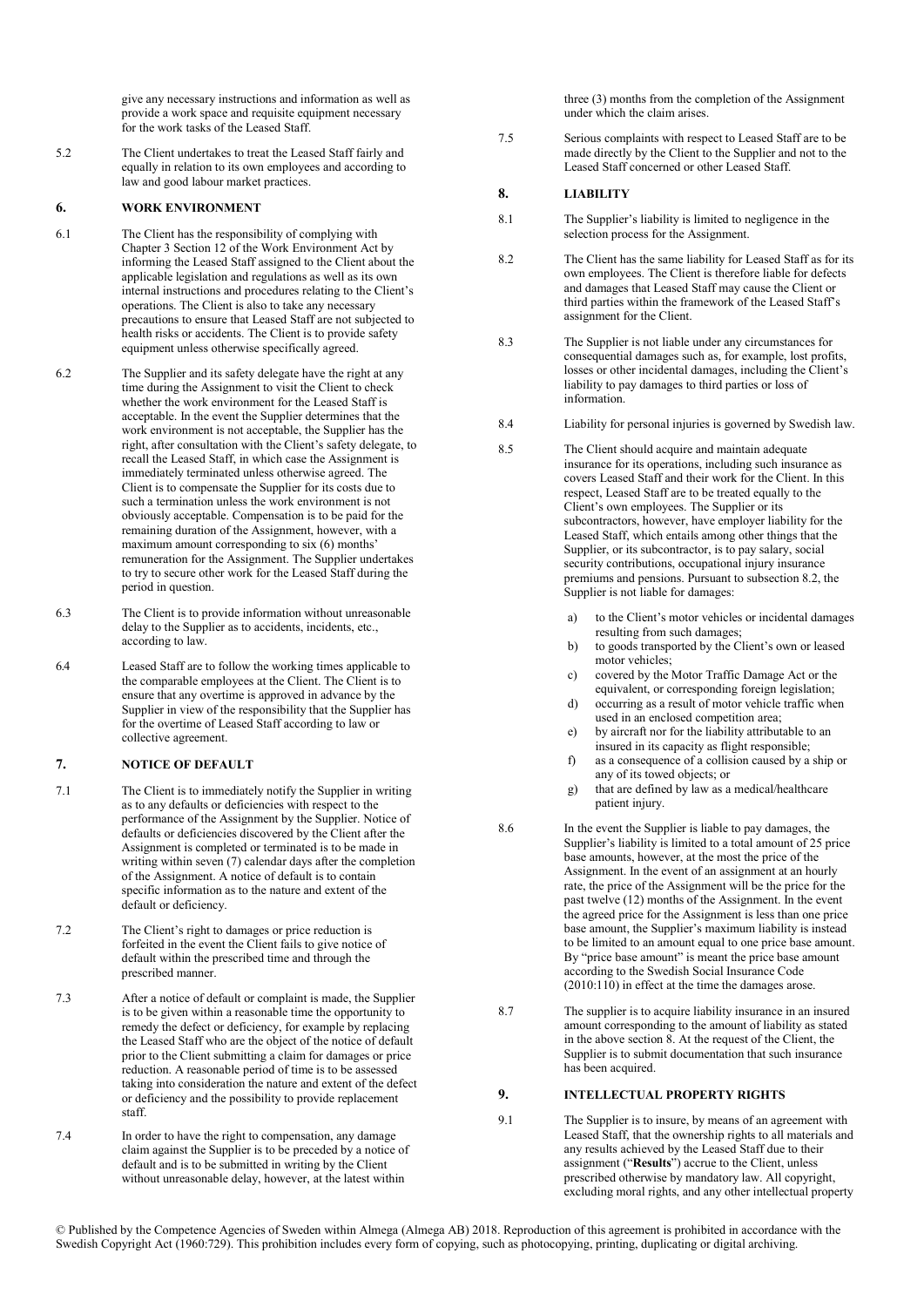give any necessary instructions and information as well as provide a work space and requisite equipment necessary for the work tasks of the Leased Staff.

5.2 The Client undertakes to treat the Leased Staff fairly and equally in relation to its own employees and according to law and good labour market practices.

## 6. WORK ENVIRONMENT

6.1 The Client has the responsibility of complying with Chapter 3 Section 12 of the Work Environment Act by informing the Leased Staff assigned to the Client about the applicable legislation and regulations as well as its own internal instructions and procedures relating to the Client's operations. The Client is also to take any necessary precautions to ensure that Leased Staff are not subjected to health risks or accidents. The Client is to provide safety equipment unless otherwise specifically agreed.

6.2 The Supplier and its safety delegate have the right at any time during the Assignment to visit the Client to check whether the work environment for the Leased Staff is acceptable. In the event the Supplier determines that the work environment is not acceptable, the Supplier has the right, after consultation with the Client's safety delegate, to recall the Leased Staff, in which case the Assignment is immediately terminated unless otherwise agreed. The Client is to compensate the Supplier for its costs due to such a termination unless the work environment is not obviously acceptable. Compensation is to be paid for the remaining duration of the Assignment, however, with a maximum amount corresponding to six (6) months' remuneration for the Assignment. The Supplier undertakes to try to secure other work for the Leased Staff during the period in question.

6.3 The Client is to provide information without unreasonable delay to the Supplier as to accidents, incidents, etc., according to law.

6.4 Leased Staff are to follow the working times applicable to the comparable employees at the Client. The Client is to ensure that any overtime is approved in advance by the Supplier in view of the responsibility that the Supplier has for the overtime of Leased Staff according to law or collective agreement.

## 7. NOTICE OF DEFAULT

7.1 The Client is to immediately notify the Supplier in writing as to any defaults or deficiencies with respect to the performance of the Assignment by the Supplier. Notice of defaults or deficiencies discovered by the Client after the Assignment is completed or terminated is to be made in writing within seven (7) calendar days after the completion of the Assignment. A notice of default is to contain specific information as to the nature and extent of the default or deficiency.

7.2 The Client's right to damages or price reduction is forfeited in the event the Client fails to give notice of default within the prescribed time and through the prescribed manner.

7.3 After a notice of default or complaint is made, the Supplier is to be given within a reasonable time the opportunity to remedy the defect or deficiency, for example by replacing the Leased Staff who are the object of the notice of default prior to the Client submitting a claim for damages or price reduction. A reasonable period of time is to be assessed taking into consideration the nature and extent of the defect or deficiency and the possibility to provide replacement staff.

7.4 In order to have the right to compensation, any damage claim against the Supplier is to be preceded by a notice of default and is to be submitted in writing by the Client without unreasonable delay, however, at the latest within three (3) months from the completion of the Assignment under which the claim arises.

7.5 Serious complaints with respect to Leased Staff are to be made directly by the Client to the Supplier and not to the Leased Staff concerned or other Leased Staff.

## 8. LIABILITY

8.1 The Supplier's liability is limited to negligence in the selection process for the Assignment.

8.2 The Client has the same liability for Leased Staff as for its own employees. The Client is therefore liable for defects and damages that Leased Staff may cause the Client or third parties within the framework of the Leased Staff's assignment for the Client.

8.3 The Supplier is not liable under any circumstances for consequential damages such as, for example, lost profits, losses or other incidental damages, including the Client's liability to pay damages to third parties or loss of information.

8.4 Liability for personal injuries is governed by Swedish law.

8.5 The Client should acquire and maintain adequate insurance for its operations, including such insurance as covers Leased Staff and their work for the Client. In this respect, Leased Staff are to be treated equally to the Client's own employees. The Supplier or its subcontractors, however, have employer liability for the Leased Staff, which entails among other things that the Supplier, or its subcontractor, is to pay salary, social security contributions, occupational injury insurance premiums and pensions. Pursuant to subsection 8.2, the Supplier is not liable for damages:

a) to the Client's motor vehicles or incidental damages resulting from such damages;
b) to goods transported by the Client's own or leased motor vehicles;
c) covered by the Motor Traffic Damage Act or the equivalent, or corresponding foreign legislation;
d) occurring as a result of motor vehicle traffic when used in an enclosed competition area;
e) by aircraft nor for the liability attributable to an insured in its capacity as flight responsible;
f) as a consequence of a collision caused by a ship or any of its towed objects; or
g) that are defined by law as a medical/healthcare patient injury.

8.6 In the event the Supplier is liable to pay damages, the Supplier's liability is limited to a total amount of 25 price base amounts, however, at the most the price of the Assignment. In the event of an assignment at an hourly rate, the price of the Assignment will be the price for the past twelve (12) months of the Assignment. In the event the agreed price for the Assignment is less than one price base amount, the Supplier's maximum liability is instead to be limited to an amount equal to one price base amount. By "price base amount" is meant the price base amount according to the Swedish Social Insurance Code (2010:110) in effect at the time the damages arose.

8.7 The supplier is to acquire liability insurance in an insured amount corresponding to the amount of liability as stated in the above section 8. At the request of the Client, the Supplier is to submit documentation that such insurance has been acquired.

## 9. INTELLECTUAL PROPERTY RIGHTS

9.1 The Supplier is to insure, by means of an agreement with Leased Staff, that the ownership rights to all materials and any results achieved by the Leased Staff due to their assignment ("**Results**") accrue to the Client, unless prescribed otherwise by mandatory law. All copyright, excluding moral rights, and any other intellectual property

© Published by the Competence Agencies of Sweden within Almega (Almega AB) 2018. Reproduction of this agreement is prohibited in accordance with the Swedish Copyright Act (1960:729). This prohibition includes every form of copying, such as photocopying, printing, duplicating or digital archiving.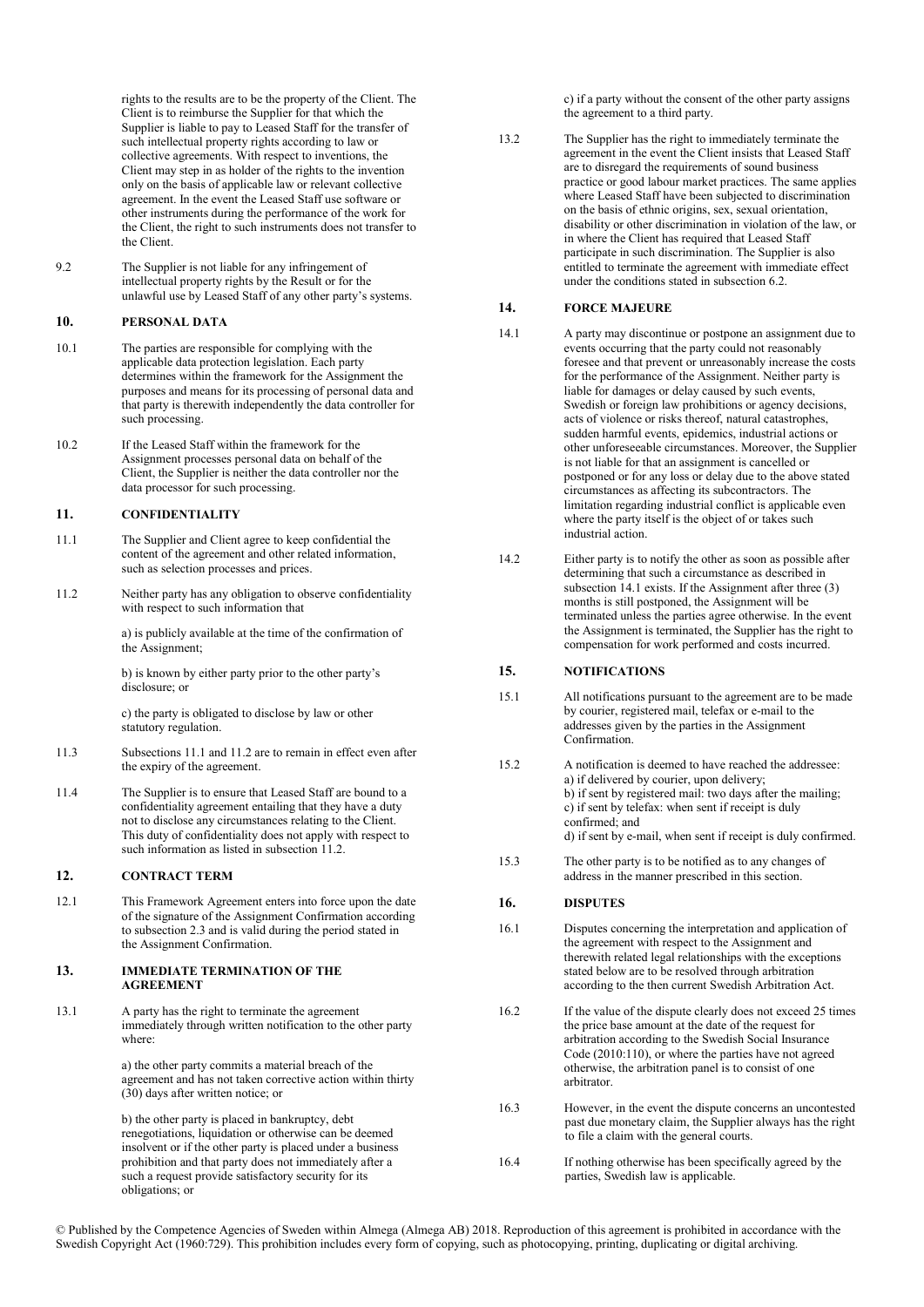rights to the results are to be the property of the Client. The Client is to reimburse the Supplier for that which the Supplier is liable to pay to Leased Staff for the transfer of such intellectual property rights according to law or collective agreements. With respect to inventions, the Client may step in as holder of the rights to the invention only on the basis of applicable law or relevant collective agreement. In the event the Leased Staff use software or other instruments during the performance of the work for the Client, the right to such instruments does not transfer to the Client.

9.2 The Supplier is not liable for any infringement of intellectual property rights by the Result or for the unlawful use by Leased Staff of any other party's systems.

## 10. PERSONAL DATA

10.1 The parties are responsible for complying with the applicable data protection legislation. Each party determines within the framework for the Assignment the purposes and means for its processing of personal data and that party is therewith independently the data controller for such processing.

10.2 If the Leased Staff within the framework for the Assignment processes personal data on behalf of the Client, the Supplier is neither the data controller nor the data processor for such processing.

## 11. CONFIDENTIALITY

11.1 The Supplier and Client agree to keep confidential the content of the agreement and other related information, such as selection processes and prices.

11.2 Neither party has any obligation to observe confidentiality with respect to such information that

a) is publicly available at the time of the confirmation of the Assignment;

b) is known by either party prior to the other party's disclosure; or

c) the party is obligated to disclose by law or other statutory regulation.

11.3 Subsections 11.1 and 11.2 are to remain in effect even after the expiry of the agreement.

11.4 The Supplier is to ensure that Leased Staff are bound to a confidentiality agreement entailing that they have a duty not to disclose any circumstances relating to the Client. This duty of confidentiality does not apply with respect to such information as listed in subsection 11.2.

## 12. CONTRACT TERM

12.1 This Framework Agreement enters into force upon the date of the signature of the Assignment Confirmation according to subsection 2.3 and is valid during the period stated in the Assignment Confirmation.

## 13. IMMEDIATE TERMINATION OF THE AGREEMENT

13.1 A party has the right to terminate the agreement immediately through written notification to the other party where:

a) the other party commits a material breach of the agreement and has not taken corrective action within thirty (30) days after written notice; or

b) the other party is placed in bankruptcy, debt renegotiations, liquidation or otherwise can be deemed insolvent or if the other party is placed under a business prohibition and that party does not immediately after a such a request provide satisfactory security for its obligations; or

c) if a party without the consent of the other party assigns the agreement to a third party.

13.2 The Supplier has the right to immediately terminate the agreement in the event the Client insists that Leased Staff are to disregard the requirements of sound business practice or good labour market practices. The same applies where Leased Staff have been subjected to discrimination on the basis of ethnic origins, sex, sexual orientation, disability or other discrimination in violation of the law, or in where the Client has required that Leased Staff participate in such discrimination. The Supplier is also entitled to terminate the agreement with immediate effect under the conditions stated in subsection 6.2.

## 14. FORCE MAJEURE

14.1 A party may discontinue or postpone an assignment due to events occurring that the party could not reasonably foresee and that prevent or unreasonably increase the costs for the performance of the Assignment. Neither party is liable for damages or delay caused by such events, Swedish or foreign law prohibitions or agency decisions, acts of violence or risks thereof, natural catastrophes, sudden harmful events, epidemics, industrial actions or other unforeseeable circumstances. Moreover, the Supplier is not liable for that an assignment is cancelled or postponed or for any loss or delay due to the above stated circumstances as affecting its subcontractors. The limitation regarding industrial conflict is applicable even where the party itself is the object of or takes such industrial action.

14.2 Either party is to notify the other as soon as possible after determining that such a circumstance as described in subsection 14.1 exists. If the Assignment after three (3) months is still postponed, the Assignment will be terminated unless the parties agree otherwise. In the event the Assignment is terminated, the Supplier has the right to compensation for work performed and costs incurred.

## 15. NOTIFICATIONS

15.1 All notifications pursuant to the agreement are to be made by courier, registered mail, telefax or e-mail to the addresses given by the parties in the Assignment Confirmation.

15.2 A notification is deemed to have reached the addressee:
a) if delivered by courier, upon delivery;
b) if sent by registered mail: two days after the mailing;
c) if sent by telefax: when sent if receipt is duly confirmed; and
d) if sent by e-mail, when sent if receipt is duly confirmed.

15.3 The other party is to be notified as to any changes of address in the manner prescribed in this section.

## 16. DISPUTES

16.1 Disputes concerning the interpretation and application of the agreement with respect to the Assignment and therewith related legal relationships with the exceptions stated below are to be resolved through arbitration according to the then current Swedish Arbitration Act.

16.2 If the value of the dispute clearly does not exceed 25 times the price base amount at the date of the request for arbitration according to the Swedish Social Insurance Code (2010:110), or where the parties have not agreed otherwise, the arbitration panel is to consist of one arbitrator.

16.3 However, in the event the dispute concerns an uncontested past due monetary claim, the Supplier always has the right to file a claim with the general courts.

16.4 If nothing otherwise has been specifically agreed by the parties, Swedish law is applicable.

© Published by the Competence Agencies of Sweden within Almega (Almega AB) 2018. Reproduction of this agreement is prohibited in accordance with the Swedish Copyright Act (1960:729). This prohibition includes every form of copying, such as photocopying, printing, duplicating or digital archiving.